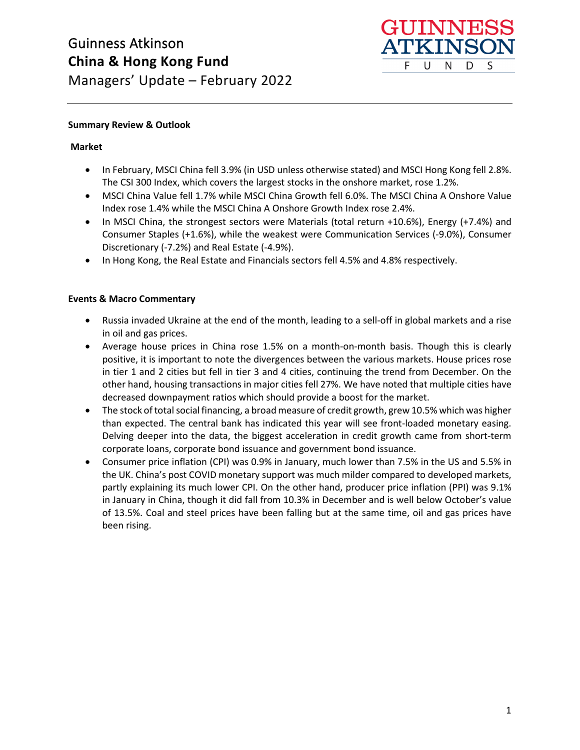# Guinness Atkinson
# **China & Hong Kong Fund**
## Managers' Update – February 2022

GUINNESS ATKINSON FUNDS

---

**Summary Review & Outlook**

**Market**

- In February, MSCI China fell 3.9% (in USD unless otherwise stated) and MSCI Hong Kong fell 2.8%. The CSI 300 Index, which covers the largest stocks in the onshore market, rose 1.2%.
- MSCI China Value fell 1.7% while MSCI China Growth fell 6.0%. The MSCI China A Onshore Value Index rose 1.4% while the MSCI China A Onshore Growth Index rose 2.4%.
- In MSCI China, the strongest sectors were Materials (total return +10.6%), Energy (+7.4%) and Consumer Staples (+1.6%), while the weakest were Communication Services (-9.0%), Consumer Discretionary (-7.2%) and Real Estate (-4.9%).
- In Hong Kong, the Real Estate and Financials sectors fell 4.5% and 4.8% respectively.

**Events & Macro Commentary**

- Russia invaded Ukraine at the end of the month, leading to a sell-off in global markets and a rise in oil and gas prices.
- Average house prices in China rose 1.5% on a month-on-month basis. Though this is clearly positive, it is important to note the divergences between the various markets. House prices rose in tier 1 and 2 cities but fell in tier 3 and 4 cities, continuing the trend from December. On the other hand, housing transactions in major cities fell 27%. We have noted that multiple cities have decreased downpayment ratios which should provide a boost for the market.
- The stock of total social financing, a broad measure of credit growth, grew 10.5% which was higher than expected. The central bank has indicated this year will see front-loaded monetary easing. Delving deeper into the data, the biggest acceleration in credit growth came from short-term corporate loans, corporate bond issuance and government bond issuance.
- Consumer price inflation (CPI) was 0.9% in January, much lower than 7.5% in the US and 5.5% in the UK. China's post COVID monetary support was much milder compared to developed markets, partly explaining its much lower CPI. On the other hand, producer price inflation (PPI) was 9.1% in January in China, though it did fall from 10.3% in December and is well below October's value of 13.5%. Coal and steel prices have been falling but at the same time, oil and gas prices have been rising.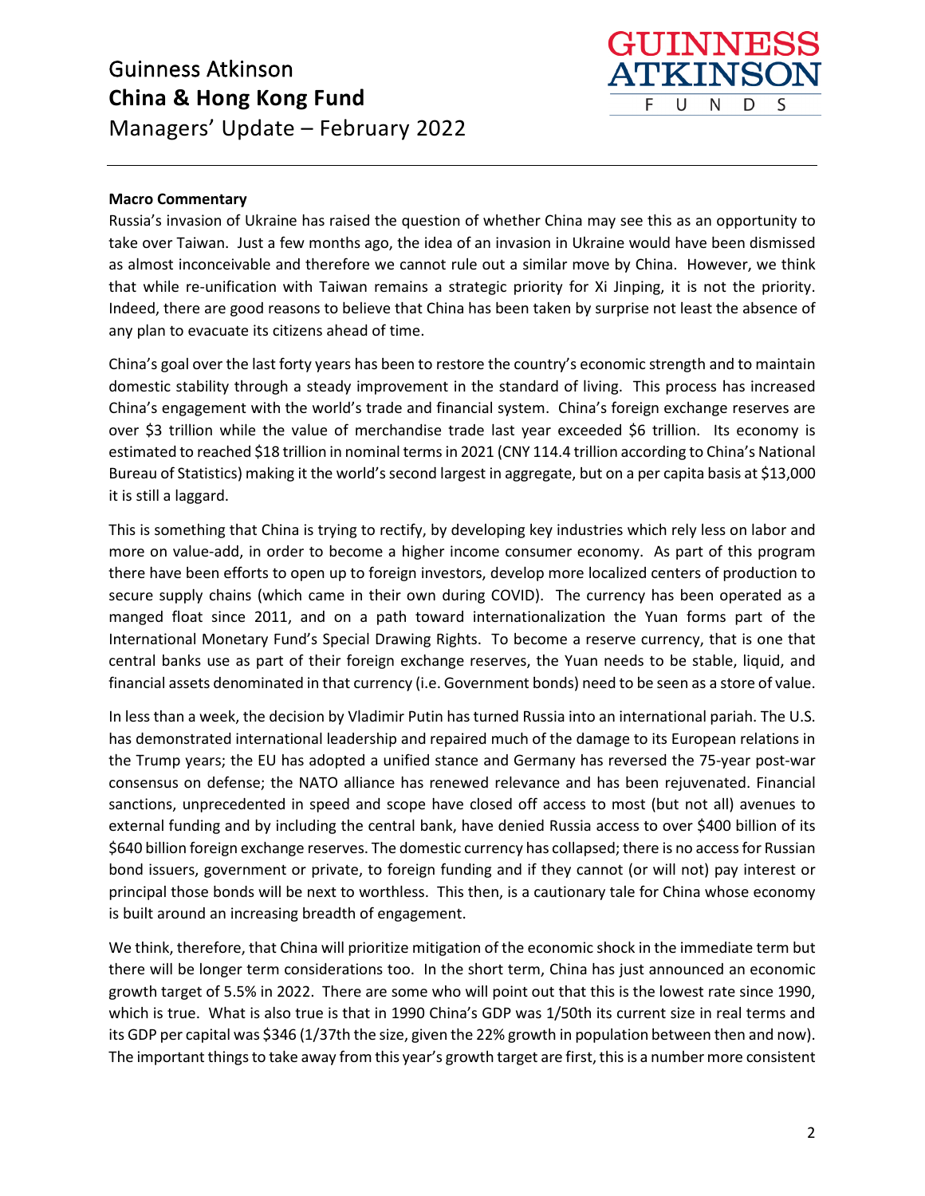#### Macro Commentary

Russia's invasion of Ukraine has raised the question of whether China may see this as an opportunity to take over Taiwan. Just a few months ago, the idea of an invasion in Ukraine would have been dismissed as almost inconceivable and therefore we cannot rule out a similar move by China. However, we think that while re-unification with Taiwan remains a strategic priority for Xi Jinping, it is not the priority. Indeed, there are good reasons to believe that China has been taken by surprise not least the absence of any plan to evacuate its citizens ahead of time.

China's goal over the last forty years has been to restore the country's economic strength and to maintain domestic stability through a steady improvement in the standard of living. This process has increased China's engagement with the world's trade and financial system. China's foreign exchange reserves are over $3 trillion while the value of merchandise trade last year exceeded $6 trillion. Its economy is estimated to reached $18 trillion in nominal terms in 2021 (CNY 114.4 trillion according to China's National Bureau of Statistics) making it the world's second largest in aggregate, but on a per capita basis at $13,000 it is still a laggard.

This is something that China is trying to rectify, by developing key industries which rely less on labor and more on value-add, in order to become a higher income consumer economy. As part of this program there have been efforts to open up to foreign investors, develop more localized centers of production to secure supply chains (which came in their own during COVID). The currency has been operated as a manged float since 2011, and on a path toward internationalization the Yuan forms part of the International Monetary Fund's Special Drawing Rights. To become a reserve currency, that is one that central banks use as part of their foreign exchange reserves, the Yuan needs to be stable, liquid, and financial assets denominated in that currency (i.e. Government bonds) need to be seen as a store of value.

In less than a week, the decision by Vladimir Putin has turned Russia into an international pariah. The U.S. has demonstrated international leadership and repaired much of the damage to its European relations in the Trump years; the EU has adopted a unified stance and Germany has reversed the 75-year post-war consensus on defense; the NATO alliance has renewed relevance and has been rejuvenated. Financial sanctions, unprecedented in speed and scope have closed off access to most (but not all) avenues to external funding and by including the central bank, have denied Russia access to over $400 billion of its $640 billion foreign exchange reserves. The domestic currency has collapsed; there is no access for Russian bond issuers, government or private, to foreign funding and if they cannot (or will not) pay interest or principal those bonds will be next to worthless. This then, is a cautionary tale for China whose economy is built around an increasing breadth of engagement.

We think, therefore, that China will prioritize mitigation of the economic shock in the immediate term but there will be longer term considerations too. In the short term, China has just announced an economic growth target of 5.5% in 2022. There are some who will point out that this is the lowest rate since 1990, which is true. What is also true is that in 1990 China's GDP was 1/50th its current size in real terms and its GDP per capital was $346 (1/37th the size, given the 22% growth in population between then and now). The important things to take away from this year's growth target are first, this is a number more consistent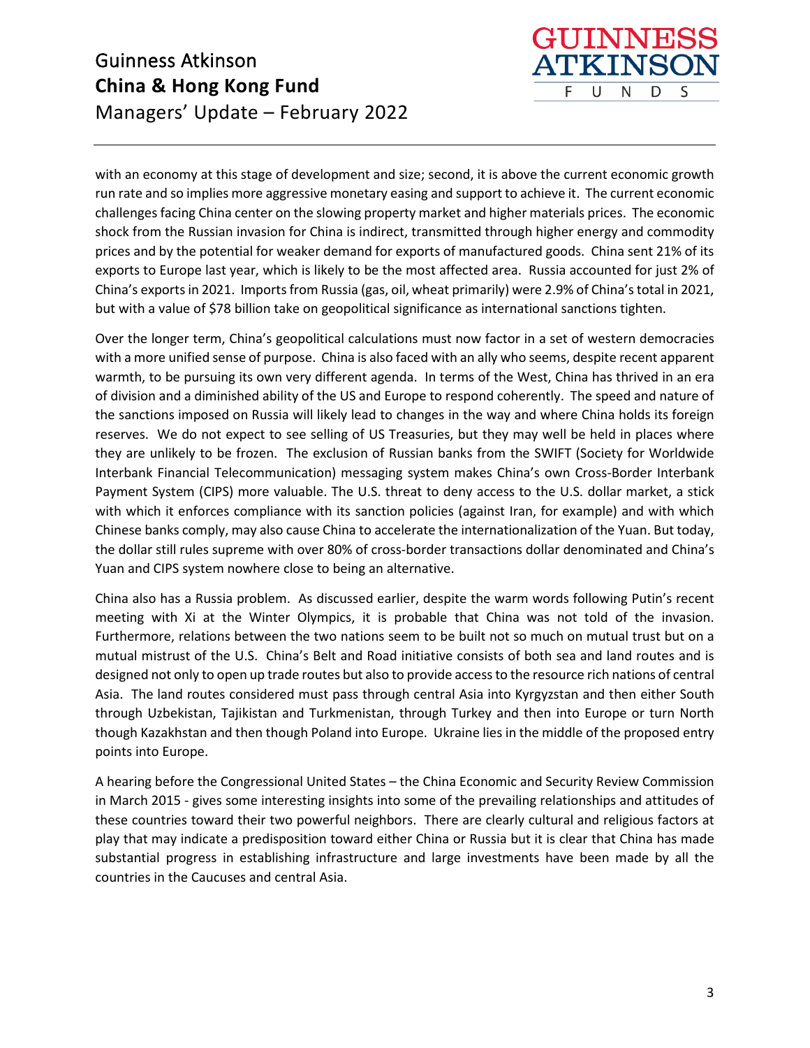with an economy at this stage of development and size; second, it is above the current economic growth run rate and so implies more aggressive monetary easing and support to achieve it. The current economic challenges facing China center on the slowing property market and higher materials prices. The economic shock from the Russian invasion for China is indirect, transmitted through higher energy and commodity prices and by the potential for weaker demand for exports of manufactured goods. China sent 21% of its exports to Europe last year, which is likely to be the most affected area. Russia accounted for just 2% of China's exports in 2021. Imports from Russia (gas, oil, wheat primarily) were 2.9% of China's total in 2021, but with a value of $78 billion take on geopolitical significance as international sanctions tighten.

Over the longer term, China's geopolitical calculations must now factor in a set of western democracies with a more unified sense of purpose. China is also faced with an ally who seems, despite recent apparent warmth, to be pursuing its own very different agenda. In terms of the West, China has thrived in an era of division and a diminished ability of the US and Europe to respond coherently. The speed and nature of the sanctions imposed on Russia will likely lead to changes in the way and where China holds its foreign reserves. We do not expect to see selling of US Treasuries, but they may well be held in places where they are unlikely to be frozen. The exclusion of Russian banks from the SWIFT (Society for Worldwide Interbank Financial Telecommunication) messaging system makes China's own Cross-Border Interbank Payment System (CIPS) more valuable. The U.S. threat to deny access to the U.S. dollar market, a stick with which it enforces compliance with its sanction policies (against Iran, for example) and with which Chinese banks comply, may also cause China to accelerate the internationalization of the Yuan. But today, the dollar still rules supreme with over 80% of cross-border transactions dollar denominated and China's Yuan and CIPS system nowhere close to being an alternative.

China also has a Russia problem. As discussed earlier, despite the warm words following Putin's recent meeting with Xi at the Winter Olympics, it is probable that China was not told of the invasion. Furthermore, relations between the two nations seem to be built not so much on mutual trust but on a mutual mistrust of the U.S. China's Belt and Road initiative consists of both sea and land routes and is designed not only to open up trade routes but also to provide access to the resource rich nations of central Asia. The land routes considered must pass through central Asia into Kyrgyzstan and then either South through Uzbekistan, Tajikistan and Turkmenistan, through Turkey and then into Europe or turn North though Kazakhstan and then though Poland into Europe. Ukraine lies in the middle of the proposed entry points into Europe.

A hearing before the Congressional United States – the China Economic and Security Review Commission in March 2015 - gives some interesting insights into some of the prevailing relationships and attitudes of these countries toward their two powerful neighbors. There are clearly cultural and religious factors at play that may indicate a predisposition toward either China or Russia but it is clear that China has made substantial progress in establishing infrastructure and large investments have been made by all the countries in the Caucuses and central Asia.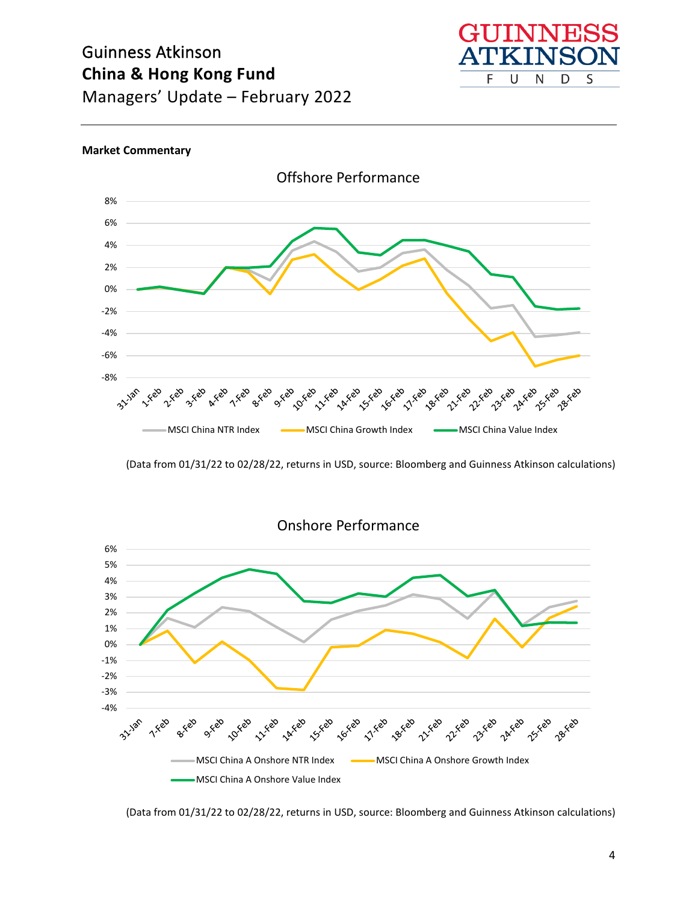**Market Commentary**

Offshore Performance

(Data from 01/31/22 to 02/28/22, returns in USD, source: Bloomberg and Guinness Atkinson calculations)

Onshore Performance

(Data from 01/31/22 to 02/28/22, returns in USD, source: Bloomberg and Guinness Atkinson calculations)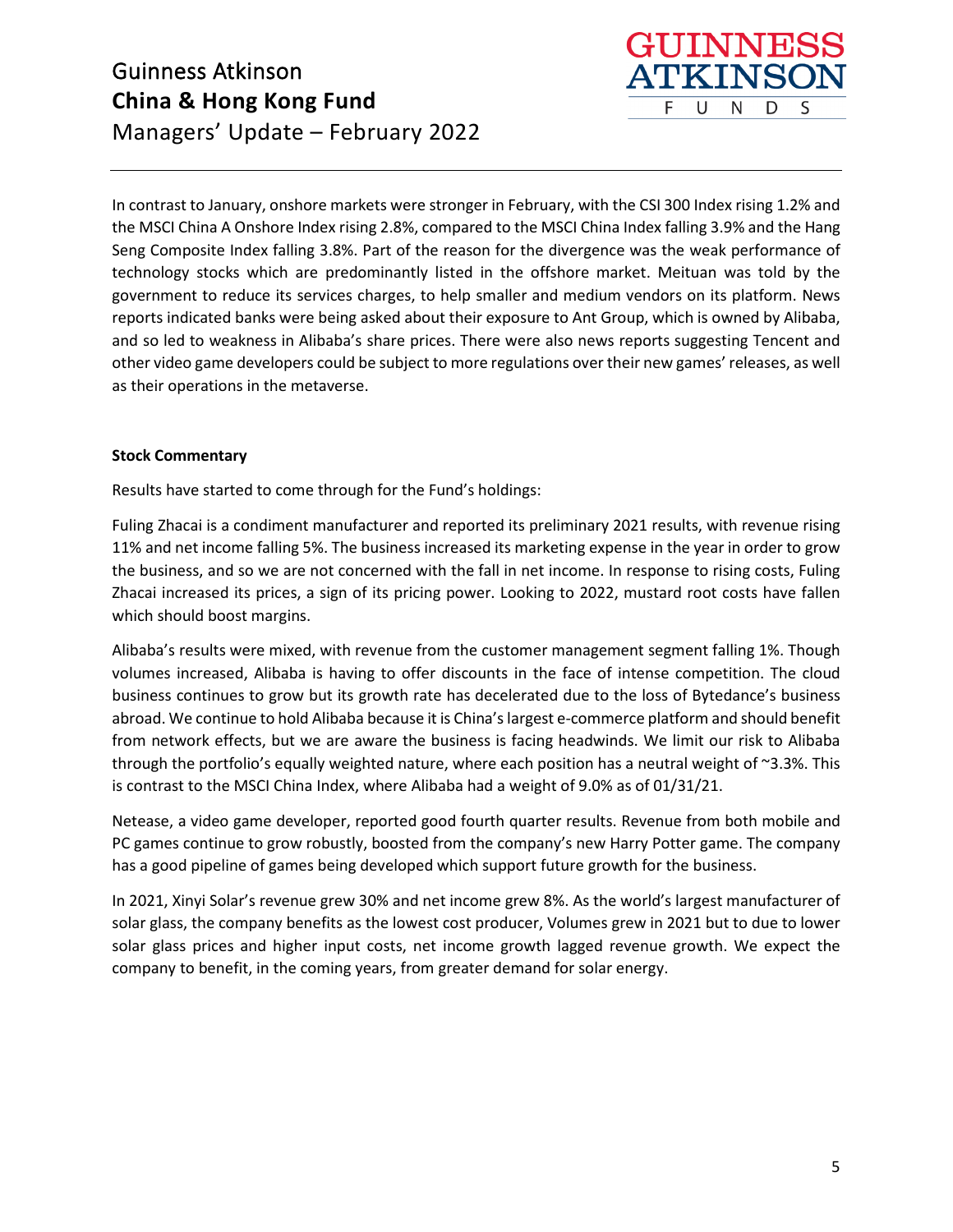In contrast to January, onshore markets were stronger in February, with the CSI 300 Index rising 1.2% and the MSCI China A Onshore Index rising 2.8%, compared to the MSCI China Index falling 3.9% and the Hang Seng Composite Index falling 3.8%. Part of the reason for the divergence was the weak performance of technology stocks which are predominantly listed in the offshore market. Meituan was told by the government to reduce its services charges, to help smaller and medium vendors on its platform. News reports indicated banks were being asked about their exposure to Ant Group, which is owned by Alibaba, and so led to weakness in Alibaba's share prices. There were also news reports suggesting Tencent and other video game developers could be subject to more regulations over their new games' releases, as well as their operations in the metaverse.

**Stock Commentary**

Results have started to come through for the Fund's holdings:

Fuling Zhacai is a condiment manufacturer and reported its preliminary 2021 results, with revenue rising 11% and net income falling 5%. The business increased its marketing expense in the year in order to grow the business, and so we are not concerned with the fall in net income. In response to rising costs, Fuling Zhacai increased its prices, a sign of its pricing power. Looking to 2022, mustard root costs have fallen which should boost margins.

Alibaba's results were mixed, with revenue from the customer management segment falling 1%. Though volumes increased, Alibaba is having to offer discounts in the face of intense competition. The cloud business continues to grow but its growth rate has decelerated due to the loss of Bytedance's business abroad. We continue to hold Alibaba because it is China's largest e-commerce platform and should benefit from network effects, but we are aware the business is facing headwinds. We limit our risk to Alibaba through the portfolio's equally weighted nature, where each position has a neutral weight of ~3.3%. This is contrast to the MSCI China Index, where Alibaba had a weight of 9.0% as of 01/31/21.

Netease, a video game developer, reported good fourth quarter results. Revenue from both mobile and PC games continue to grow robustly, boosted from the company's new Harry Potter game. The company has a good pipeline of games being developed which support future growth for the business.

In 2021, Xinyi Solar's revenue grew 30% and net income grew 8%. As the world's largest manufacturer of solar glass, the company benefits as the lowest cost producer, Volumes grew in 2021 but to due to lower solar glass prices and higher input costs, net income growth lagged revenue growth. We expect the company to benefit, in the coming years, from greater demand for solar energy.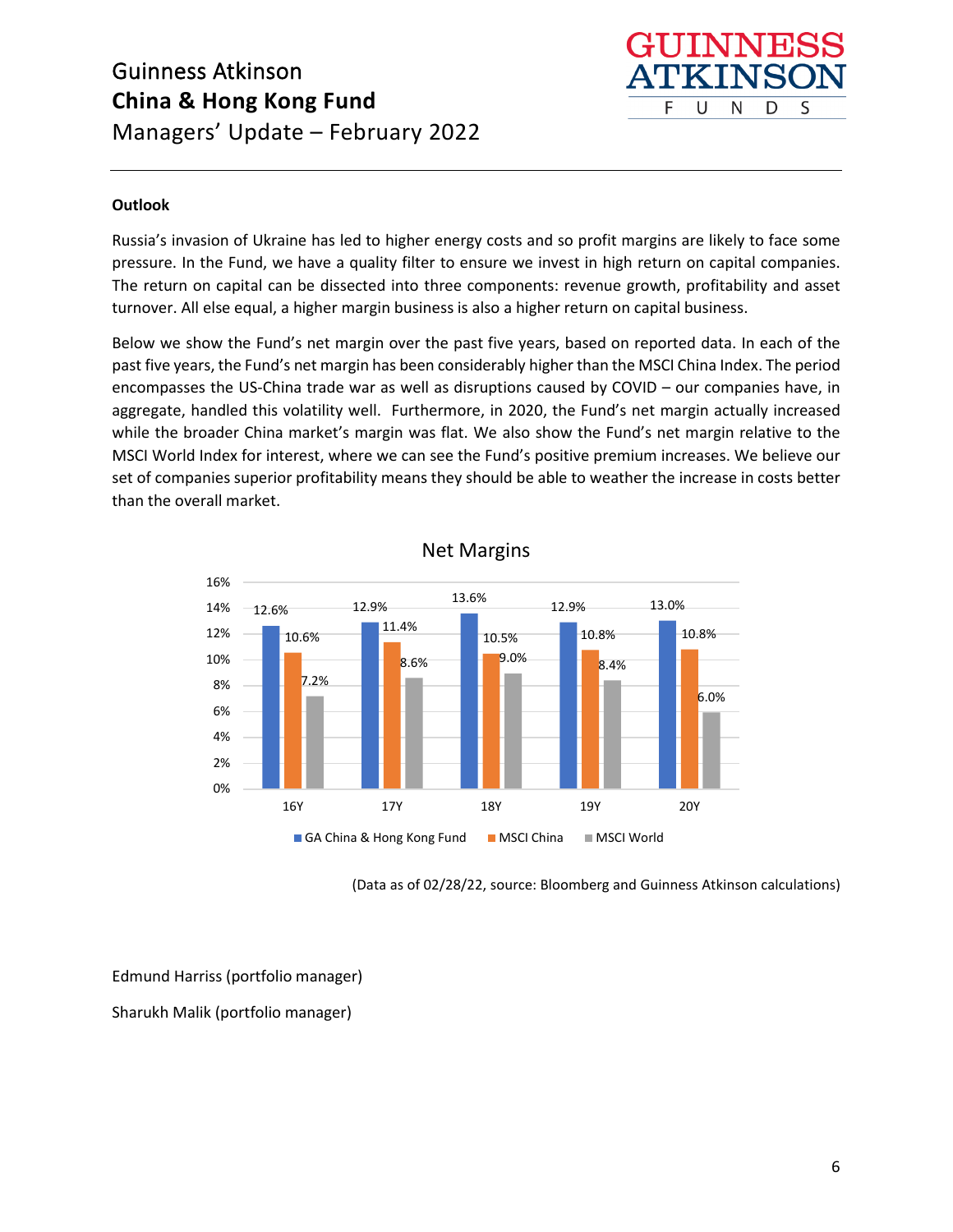### Outlook

Russia's invasion of Ukraine has led to higher energy costs and so profit margins are likely to face some pressure. In the Fund, we have a quality filter to ensure we invest in high return on capital companies. The return on capital can be dissected into three components: revenue growth, profitability and asset turnover. All else equal, a higher margin business is also a higher return on capital business.

Below we show the Fund's net margin over the past five years, based on reported data. In each of the past five years, the Fund's net margin has been considerably higher than the MSCI China Index. The period encompasses the US-China trade war as well as disruptions caused by COVID – our companies have, in aggregate, handled this volatility well. Furthermore, in 2020, the Fund's net margin actually increased while the broader China market's margin was flat. We also show the Fund's net margin relative to the MSCI World Index for interest, where we can see the Fund's positive premium increases. We believe our set of companies superior profitability means they should be able to weather the increase in costs better than the overall market.

**Net Margins**

| | 16Y | 17Y | 18Y | 19Y | 20Y |
|---|---|---|---|---|---|
| GA China & Hong Kong Fund | 12.6% | 12.9% | 13.6% | 12.9% | 13.0% |
| MSCI China | 10.6% | 11.4% | 10.5% | 10.8% | 10.8% |
| MSCI World | 7.2% | 8.6% | 9.0% | 8.4% | 6.0% |

(Data as of 02/28/22, source: Bloomberg and Guinness Atkinson calculations)

Edmund Harriss (portfolio manager)

Sharukh Malik (portfolio manager)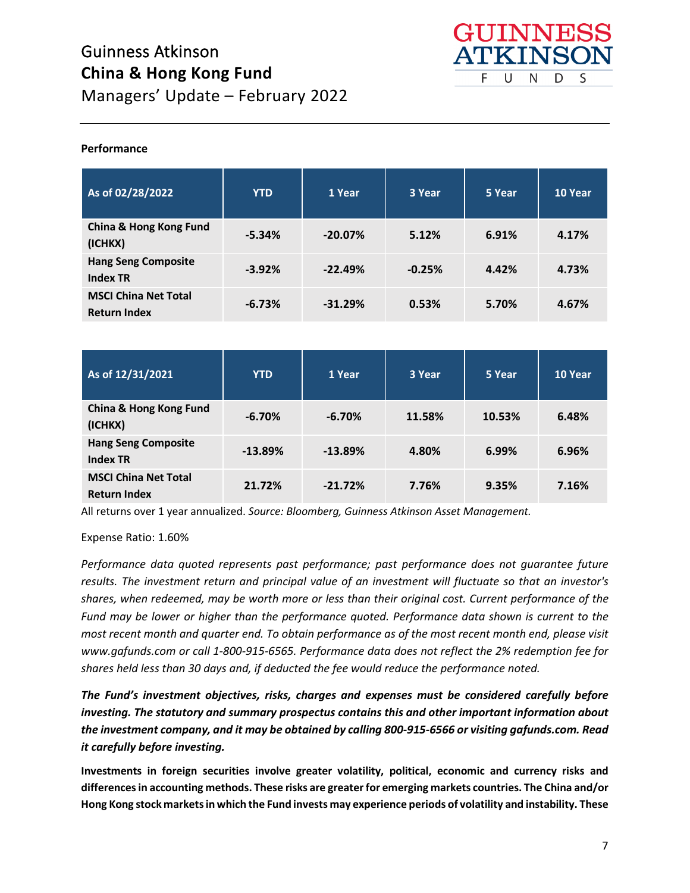# Guinness Atkinson
## China & Hong Kong Fund
Managers' Update – February 2022

**Performance**

| As of 02/28/2022 | YTD | 1 Year | 3 Year | 5 Year | 10 Year |
|---|---|---|---|---|---|
| **China & Hong Kong Fund (ICHKX)** | **-5.34%** | **-20.07%** | **5.12%** | **6.91%** | **4.17%** |
| **Hang Seng Composite Index TR** | **-3.92%** | **-22.49%** | **-0.25%** | **4.42%** | **4.73%** |
| **MSCI China Net Total Return Index** | **-6.73%** | **-31.29%** | **0.53%** | **5.70%** | **4.67%** |

| As of 12/31/2021 | YTD | 1 Year | 3 Year | 5 Year | 10 Year |
|---|---|---|---|---|---|
| **China & Hong Kong Fund (ICHKX)** | **-6.70%** | **-6.70%** | **11.58%** | **10.53%** | **6.48%** |
| **Hang Seng Composite Index TR** | **-13.89%** | **-13.89%** | **4.80%** | **6.99%** | **6.96%** |
| **MSCI China Net Total Return Index** | **21.72%** | **-21.72%** | **7.76%** | **9.35%** | **7.16%** |

All returns over 1 year annualized. *Source: Bloomberg, Guinness Atkinson Asset Management.*

Expense Ratio: 1.60%

*Performance data quoted represents past performance; past performance does not guarantee future results. The investment return and principal value of an investment will fluctuate so that an investor's shares, when redeemed, may be worth more or less than their original cost. Current performance of the Fund may be lower or higher than the performance quoted. Performance data shown is current to the most recent month and quarter end. To obtain performance as of the most recent month end, please visit www.gafunds.com or call 1-800-915-6565. Performance data does not reflect the 2% redemption fee for shares held less than 30 days and, if deducted the fee would reduce the performance noted.*

***The Fund's investment objectives, risks, charges and expenses must be considered carefully before investing. The statutory and summary prospectus contains this and other important information about the investment company, and it may be obtained by calling 800-915-6566 or visiting gafunds.com. Read it carefully before investing.***

**Investments in foreign securities involve greater volatility, political, economic and currency risks and differences in accounting methods. These risks are greater for emerging markets countries. The China and/or Hong Kong stock markets in which the Fund invests may experience periods of volatility and instability. These**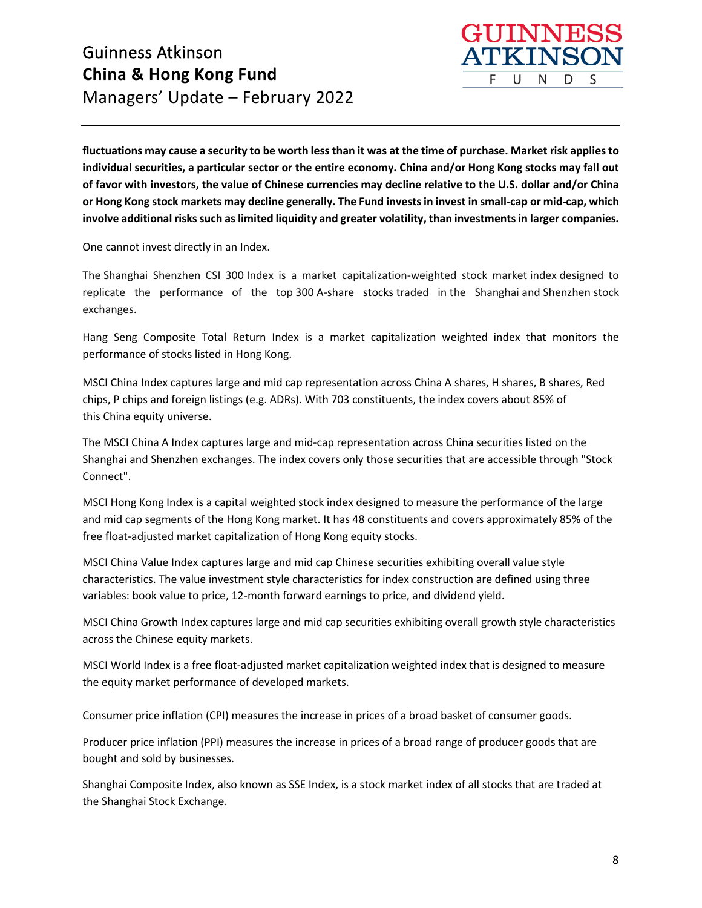**fluctuations may cause a security to be worth less than it was at the time of purchase. Market risk applies to individual securities, a particular sector or the entire economy. China and/or Hong Kong stocks may fall out of favor with investors, the value of Chinese currencies may decline relative to the U.S. dollar and/or China or Hong Kong stock markets may decline generally. The Fund invests in invest in small-cap or mid-cap, which involve additional risks such as limited liquidity and greater volatility, than investments in larger companies.**

One cannot invest directly in an Index.

The Shanghai Shenzhen CSI 300 Index is a market capitalization-weighted stock market index designed to replicate the performance of the top 300 A-share stocks traded in the Shanghai and Shenzhen stock exchanges.

Hang Seng Composite Total Return Index is a market capitalization weighted index that monitors the performance of stocks listed in Hong Kong.

MSCI China Index captures large and mid cap representation across China A shares, H shares, B shares, Red chips, P chips and foreign listings (e.g. ADRs). With 703 constituents, the index covers about 85% of this China equity universe.

The MSCI China A Index captures large and mid-cap representation across China securities listed on the Shanghai and Shenzhen exchanges. The index covers only those securities that are accessible through "Stock Connect".

MSCI Hong Kong Index is a capital weighted stock index designed to measure the performance of the large and mid cap segments of the Hong Kong market. It has 48 constituents and covers approximately 85% of the free float-adjusted market capitalization of Hong Kong equity stocks.

MSCI China Value Index captures large and mid cap Chinese securities exhibiting overall value style characteristics. The value investment style characteristics for index construction are defined using three variables: book value to price, 12-month forward earnings to price, and dividend yield.

MSCI China Growth Index captures large and mid cap securities exhibiting overall growth style characteristics across the Chinese equity markets.

MSCI World Index is a free float-adjusted market capitalization weighted index that is designed to measure the equity market performance of developed markets.

Consumer price inflation (CPI) measures the increase in prices of a broad basket of consumer goods.

Producer price inflation (PPI) measures the increase in prices of a broad range of producer goods that are bought and sold by businesses.

Shanghai Composite Index, also known as SSE Index, is a stock market index of all stocks that are traded at the Shanghai Stock Exchange.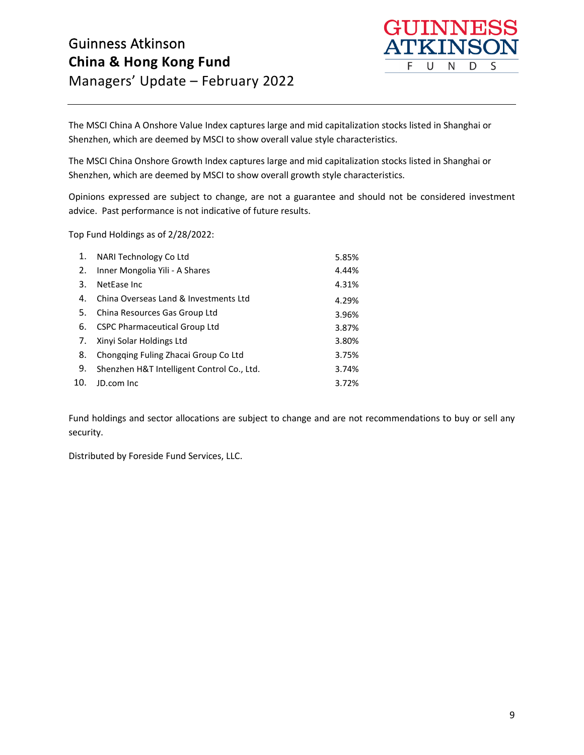The MSCI China A Onshore Value Index captures large and mid capitalization stocks listed in Shanghai or Shenzhen, which are deemed by MSCI to show overall value style characteristics.

The MSCI China Onshore Growth Index captures large and mid capitalization stocks listed in Shanghai or Shenzhen, which are deemed by MSCI to show overall growth style characteristics.

Opinions expressed are subject to change, are not a guarantee and should not be considered investment advice. Past performance is not indicative of future results.

Top Fund Holdings as of 2/28/2022:

| | | |
|---|---|---|
| 1. | NARI Technology Co Ltd | 5.85% |
| 2. | Inner Mongolia Yili - A Shares | 4.44% |
| 3. | NetEase Inc | 4.31% |
| 4. | China Overseas Land & Investments Ltd | 4.29% |
| 5. | China Resources Gas Group Ltd | 3.96% |
| 6. | CSPC Pharmaceutical Group Ltd | 3.87% |
| 7. | Xinyi Solar Holdings Ltd | 3.80% |
| 8. | Chongqing Fuling Zhacai Group Co Ltd | 3.75% |
| 9. | Shenzhen H&T Intelligent Control Co., Ltd. | 3.74% |
| 10. | JD.com Inc | 3.72% |

Fund holdings and sector allocations are subject to change and are not recommendations to buy or sell any security.

Distributed by Foreside Fund Services, LLC.